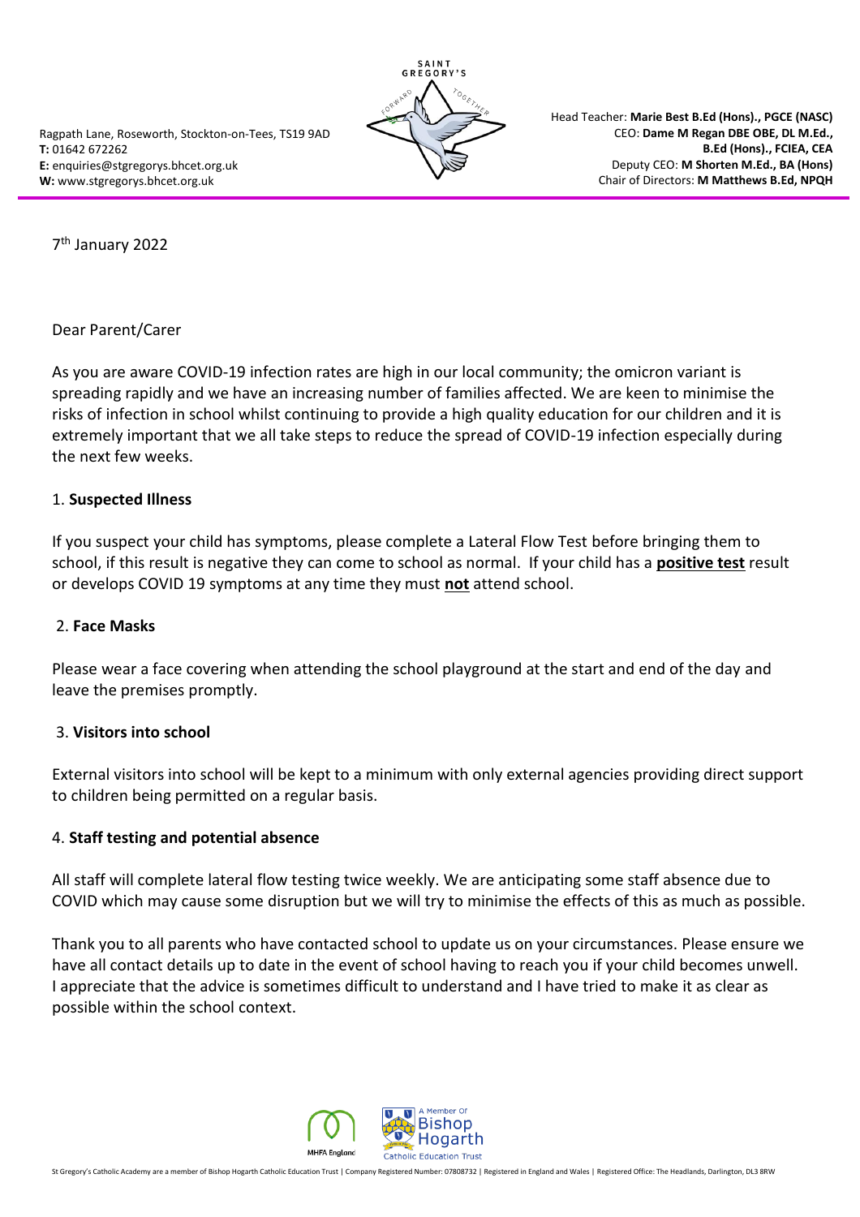Ragpath Lane, Roseworth, Stockton-on-Tees, TS19 9AD
**T:** 01642 672262
**E:** enquiries@stgregorys.bhcet.org.uk
**W:** www.stgregorys.bhcet.org.uk

Head Teacher: **Marie Best B.Ed (Hons)., PGCE (NASC)**
CEO: **Dame M Regan DBE OBE, DL M.Ed., B.Ed (Hons)., FCIEA, CEA**
Deputy CEO: **M Shorten M.Ed., BA (Hons)**
Chair of Directors: **M Matthews B.Ed, NPQH**

7th January 2022

Dear Parent/Carer

As you are aware COVID-19 infection rates are high in our local community; the omicron variant is spreading rapidly and we have an increasing number of families affected. We are keen to minimise the risks of infection in school whilst continuing to provide a high quality education for our children and it is extremely important that we all take steps to reduce the spread of COVID-19 infection especially during the next few weeks.

1. **Suspected Illness**

If you suspect your child has symptoms, please complete a Lateral Flow Test before bringing them to school, if this result is negative they can come to school as normal. If your child has a **positive test** result or develops COVID 19 symptoms at any time they must **not** attend school.

2. **Face Masks**

Please wear a face covering when attending the school playground at the start and end of the day and leave the premises promptly.

3. **Visitors into school**

External visitors into school will be kept to a minimum with only external agencies providing direct support to children being permitted on a regular basis.

4. **Staff testing and potential absence**

All staff will complete lateral flow testing twice weekly. We are anticipating some staff absence due to COVID which may cause some disruption but we will try to minimise the effects of this as much as possible.

Thank you to all parents who have contacted school to update us on your circumstances. Please ensure we have all contact details up to date in the event of school having to reach you if your child becomes unwell. I appreciate that the advice is sometimes difficult to understand and I have tried to make it as clear as possible within the school context.

St Gregory's Catholic Academy are a member of Bishop Hogarth Catholic Education Trust | Company Registered Number: 07808732 | Registered in England and Wales | Registered Office: The Headlands, Darlington, DL3 8RW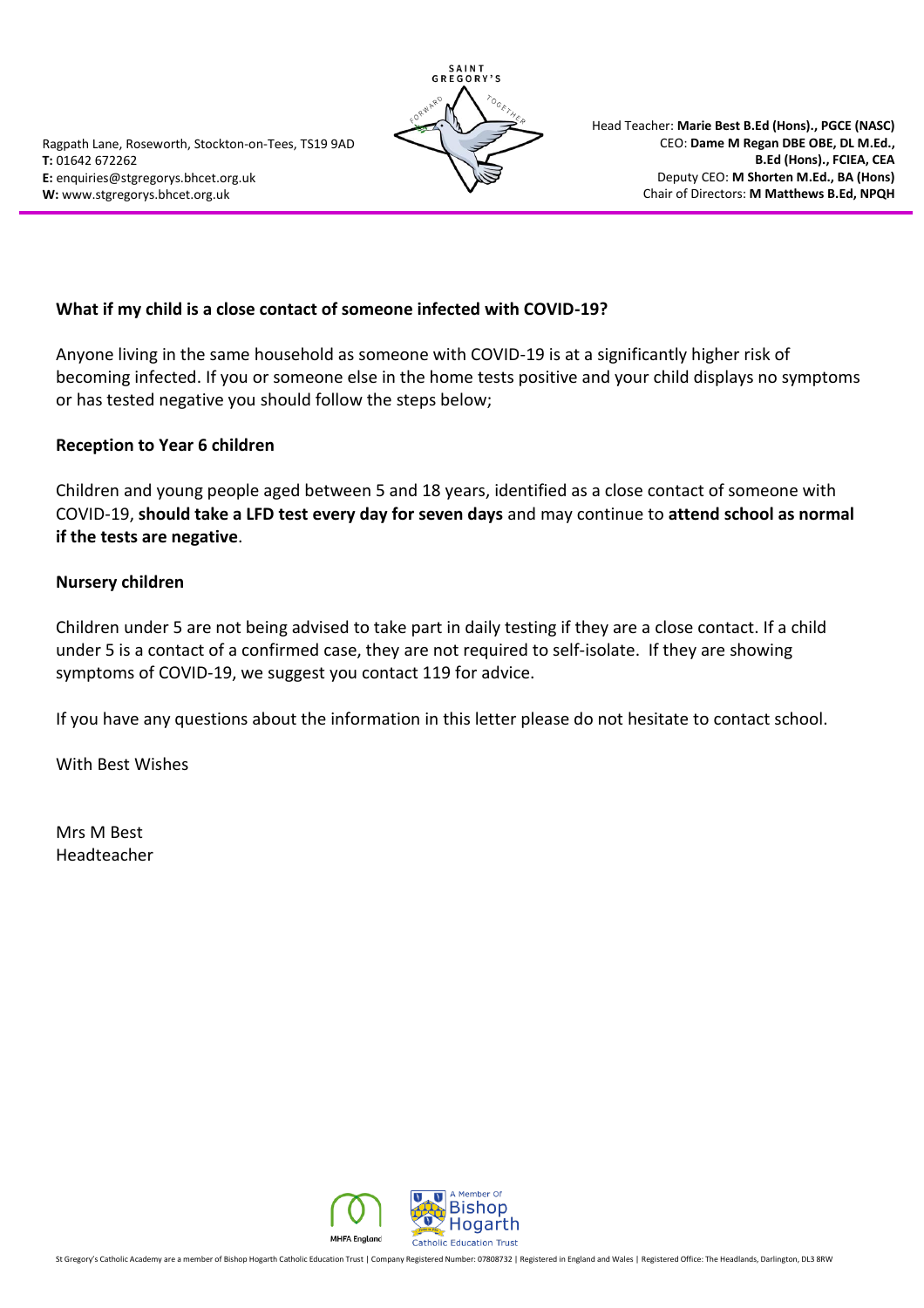Ragpath Lane, Roseworth, Stockton-on-Tees, TS19 9AD
**T:** 01642 672262
**E:** enquiries@stgregorys.bhcet.org.uk
**W:** www.stgregorys.bhcet.org.uk

Head Teacher: **Marie Best B.Ed (Hons)., PGCE (NASC)**
CEO: **Dame M Regan DBE OBE, DL M.Ed., B.Ed (Hons)., FCIEA, CEA**
Deputy CEO: **M Shorten M.Ed., BA (Hons)**
Chair of Directors: **M Matthews B.Ed, NPQH**

**What if my child is a close contact of someone infected with COVID-19?**

Anyone living in the same household as someone with COVID-19 is at a significantly higher risk of becoming infected. If you or someone else in the home tests positive and your child displays no symptoms or has tested negative you should follow the steps below;

**Reception to Year 6 children**

Children and young people aged between 5 and 18 years, identified as a close contact of someone with COVID-19, **should take a LFD test every day for seven days** and may continue to **attend school as normal if the tests are negative**.

**Nursery children**

Children under 5 are not being advised to take part in daily testing if they are a close contact. If a child under 5 is a contact of a confirmed case, they are not required to self-isolate. If they are showing symptoms of COVID-19, we suggest you contact 119 for advice.

If you have any questions about the information in this letter please do not hesitate to contact school.

With Best Wishes

Mrs M Best
Headteacher

St Gregory's Catholic Academy are a member of Bishop Hogarth Catholic Education Trust | Company Registered Number: 07808732 | Registered in England and Wales | Registered Office: The Headlands, Darlington, DL3 8RW